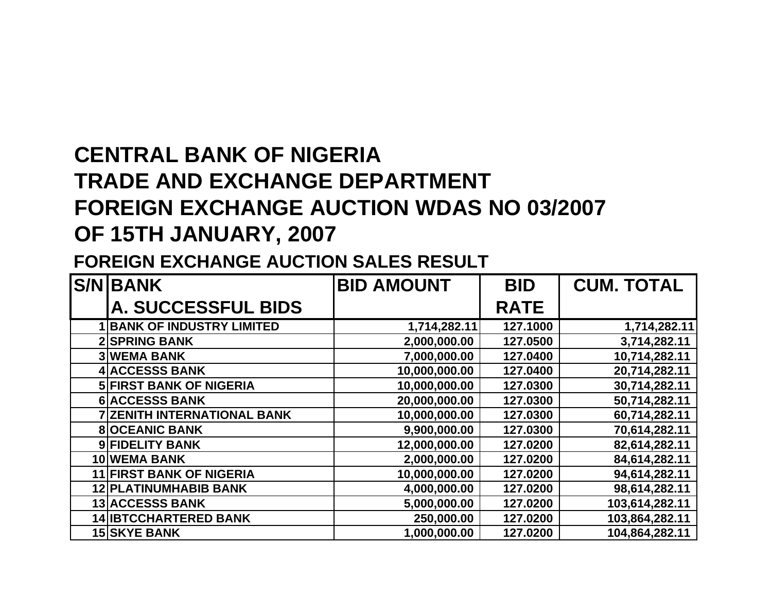# CENTRAL BANK OF NIGERIA
# TRADE AND EXCHANGE DEPARTMENT
# FOREIGN EXCHANGE AUCTION WDAS NO 03/2007
# OF 15TH JANUARY, 2007

## FOREIGN EXCHANGE AUCTION SALES RESULT

| S/N | BANK | BID AMOUNT | BID RATE | CUM. TOTAL |
|---|---|---|---|---|
| | **A. SUCCESSFUL BIDS** | | | |
| 1 | BANK OF INDUSTRY LIMITED | 1,714,282.11 | 127.1000 | 1,714,282.11 |
| 2 | SPRING BANK | 2,000,000.00 | 127.0500 | 3,714,282.11 |
| 3 | WEMA BANK | 7,000,000.00 | 127.0400 | 10,714,282.11 |
| 4 | ACCESSS BANK | 10,000,000.00 | 127.0400 | 20,714,282.11 |
| 5 | FIRST BANK OF NIGERIA | 10,000,000.00 | 127.0300 | 30,714,282.11 |
| 6 | ACCESSS BANK | 20,000,000.00 | 127.0300 | 50,714,282.11 |
| 7 | ZENITH INTERNATIONAL BANK | 10,000,000.00 | 127.0300 | 60,714,282.11 |
| 8 | OCEANIC BANK | 9,900,000.00 | 127.0300 | 70,614,282.11 |
| 9 | FIDELITY BANK | 12,000,000.00 | 127.0200 | 82,614,282.11 |
| 10 | WEMA BANK | 2,000,000.00 | 127.0200 | 84,614,282.11 |
| 11 | FIRST BANK OF NIGERIA | 10,000,000.00 | 127.0200 | 94,614,282.11 |
| 12 | PLATINUMHABIB BANK | 4,000,000.00 | 127.0200 | 98,614,282.11 |
| 13 | ACCESSS BANK | 5,000,000.00 | 127.0200 | 103,614,282.11 |
| 14 | IBTCCHARTERED BANK | 250,000.00 | 127.0200 | 103,864,282.11 |
| 15 | SKYE BANK | 1,000,000.00 | 127.0200 | 104,864,282.11 |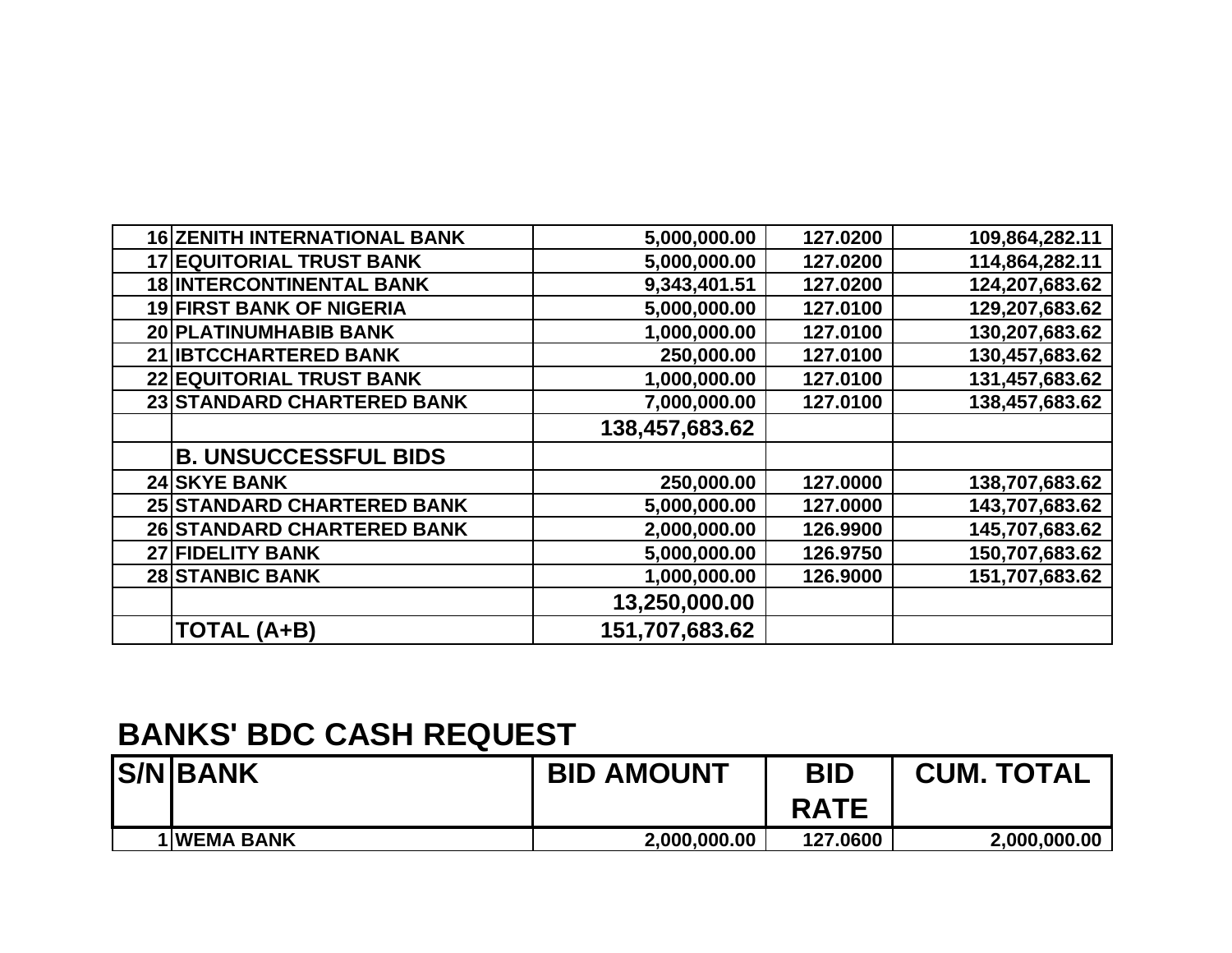| | | | | |
|---|---|---|---|---|
| 16 | ZENITH INTERNATIONAL BANK | 5,000,000.00 | 127.0200 | 109,864,282.11 |
| 17 | EQUITORIAL TRUST BANK | 5,000,000.00 | 127.0200 | 114,864,282.11 |
| 18 | INTERCONTINENTAL BANK | 9,343,401.51 | 127.0200 | 124,207,683.62 |
| 19 | FIRST BANK OF NIGERIA | 5,000,000.00 | 127.0100 | 129,207,683.62 |
| 20 | PLATINUMHABIB BANK | 1,000,000.00 | 127.0100 | 130,207,683.62 |
| 21 | IBTCCHARTERED BANK | 250,000.00 | 127.0100 | 130,457,683.62 |
| 22 | EQUITORIAL TRUST BANK | 1,000,000.00 | 127.0100 | 131,457,683.62 |
| 23 | STANDARD CHARTERED BANK | 7,000,000.00 | 127.0100 | 138,457,683.62 |
| | | **138,457,683.62** | | |
| | **B. UNSUCCESSFUL BIDS** | | | |
| 24 | SKYE BANK | 250,000.00 | 127.0000 | 138,707,683.62 |
| 25 | STANDARD CHARTERED BANK | 5,000,000.00 | 127.0000 | 143,707,683.62 |
| 26 | STANDARD CHARTERED BANK | 2,000,000.00 | 126.9900 | 145,707,683.62 |
| 27 | FIDELITY BANK | 5,000,000.00 | 126.9750 | 150,707,683.62 |
| 28 | STANBIC BANK | 1,000,000.00 | 126.9000 | 151,707,683.62 |
| | | **13,250,000.00** | | |
| | **TOTAL (A+B)** | **151,707,683.62** | | |

## BANKS' BDC CASH REQUEST

| S/N | BANK | BID AMOUNT | BID RATE | CUM. TOTAL |
|---|---|---|---|---|
| 1 | WEMA BANK | 2,000,000.00 | 127.0600 | 2,000,000.00 |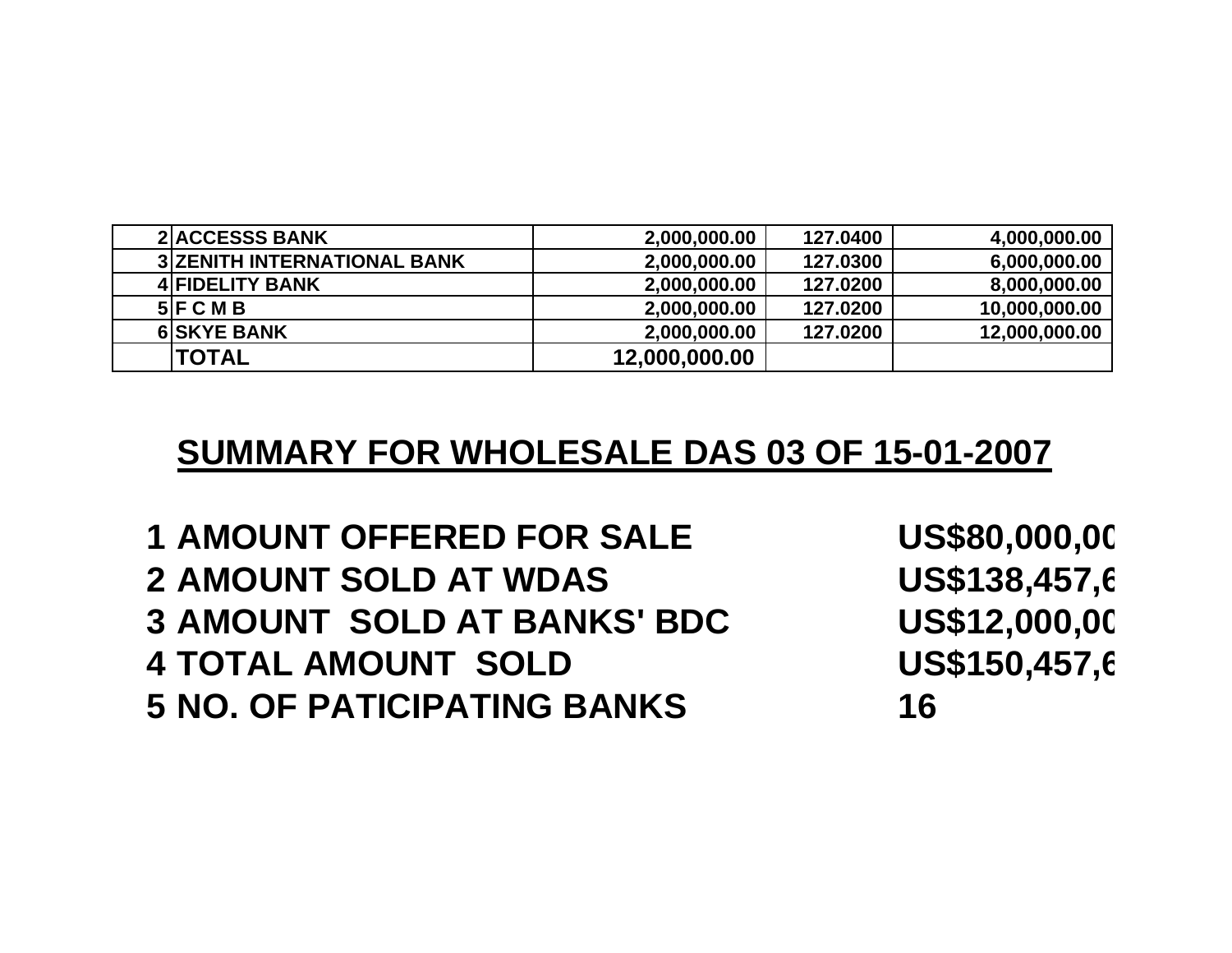| 2 | ACCESSS BANK | 2,000,000.00 | 127.0400 | 4,000,000.00 |
|---|---|---|---|---|
| 3 | ZENITH INTERNATIONAL BANK | 2,000,000.00 | 127.0300 | 6,000,000.00 |
| 4 | FIDELITY BANK | 2,000,000.00 | 127.0200 | 8,000,000.00 |
| 5 | F C M B | 2,000,000.00 | 127.0200 | 10,000,000.00 |
| 6 | SKYE BANK | 2,000,000.00 | 127.0200 | 12,000,000.00 |
| | TOTAL | 12,000,000.00 | | |

## SUMMARY FOR WHOLESALE DAS 03 OF 15-01-2007

| | | |
|---|---|---|
| 1 | AMOUNT OFFERED FOR SALE | US$80,000,00 |
| 2 | AMOUNT SOLD AT WDAS | US$138,457,6 |
| 3 | AMOUNT SOLD AT BANKS' BDC | US$12,000,00 |
| 4 | TOTAL AMOUNT SOLD | US$150,457,6 |
| 5 | NO. OF PATICIPATING BANKS | 16 |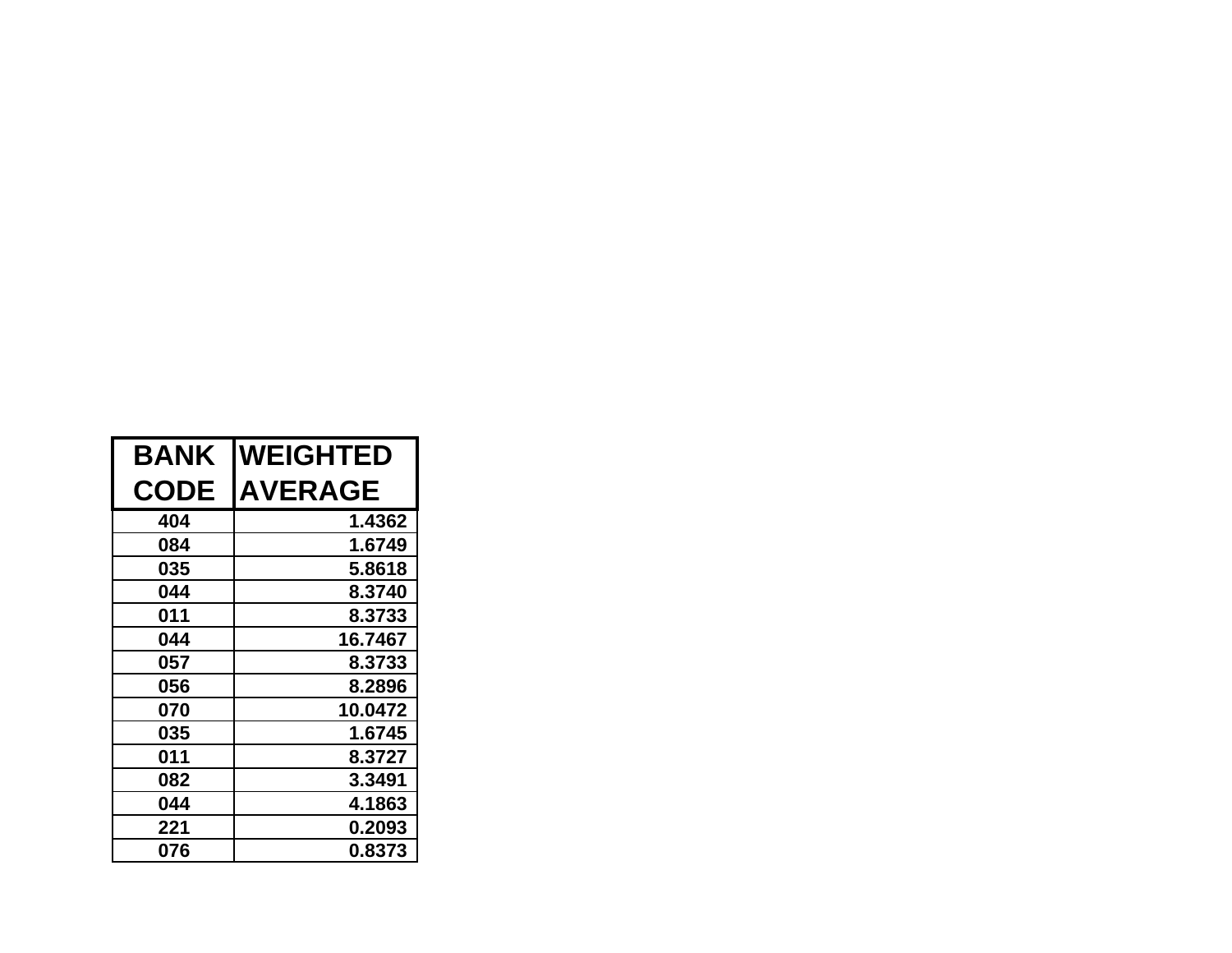| BANK CODE | WEIGHTED AVERAGE |
|---|---|
| 404 | 1.4362 |
| 084 | 1.6749 |
| 035 | 5.8618 |
| 044 | 8.3740 |
| 011 | 8.3733 |
| 044 | 16.7467 |
| 057 | 8.3733 |
| 056 | 8.2896 |
| 070 | 10.0472 |
| 035 | 1.6745 |
| 011 | 8.3727 |
| 082 | 3.3491 |
| 044 | 4.1863 |
| 221 | 0.2093 |
| 076 | 0.8373 |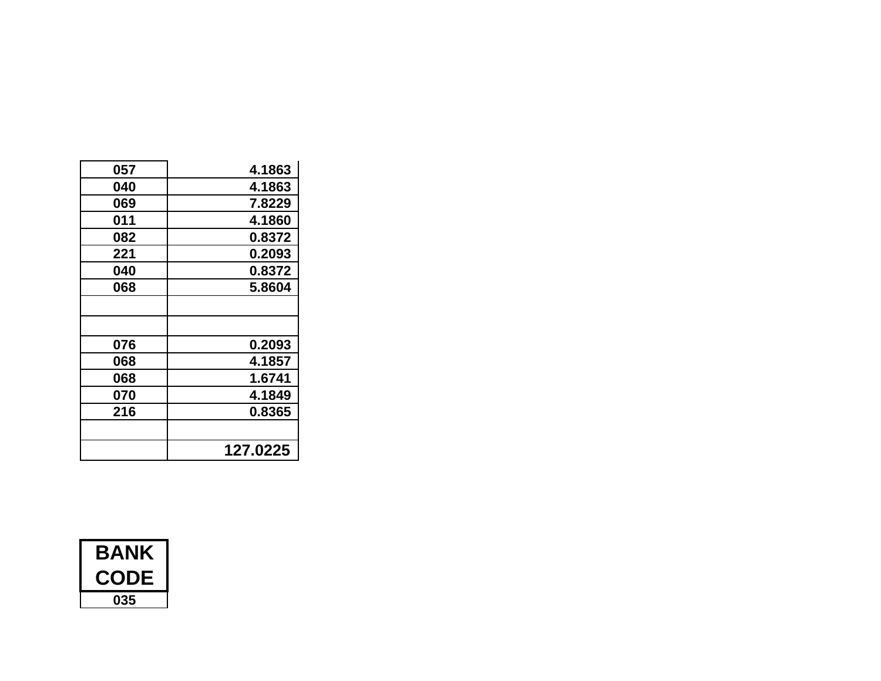| | |
|---|---|
| 057 | 4.1863 |
| 040 | 4.1863 |
| 069 | 7.8229 |
| 011 | 4.1860 |
| 082 | 0.8372 |
| 221 | 0.2093 |
| 040 | 0.8372 |
| 068 | 5.8604 |
| | |
| | |
| 076 | 0.2093 |
| 068 | 4.1857 |
| 068 | 1.6741 |
| 070 | 4.1849 |
| 216 | 0.8365 |
| | |
| | 127.0225 |

| BANK CODE |
|---|
| 035 |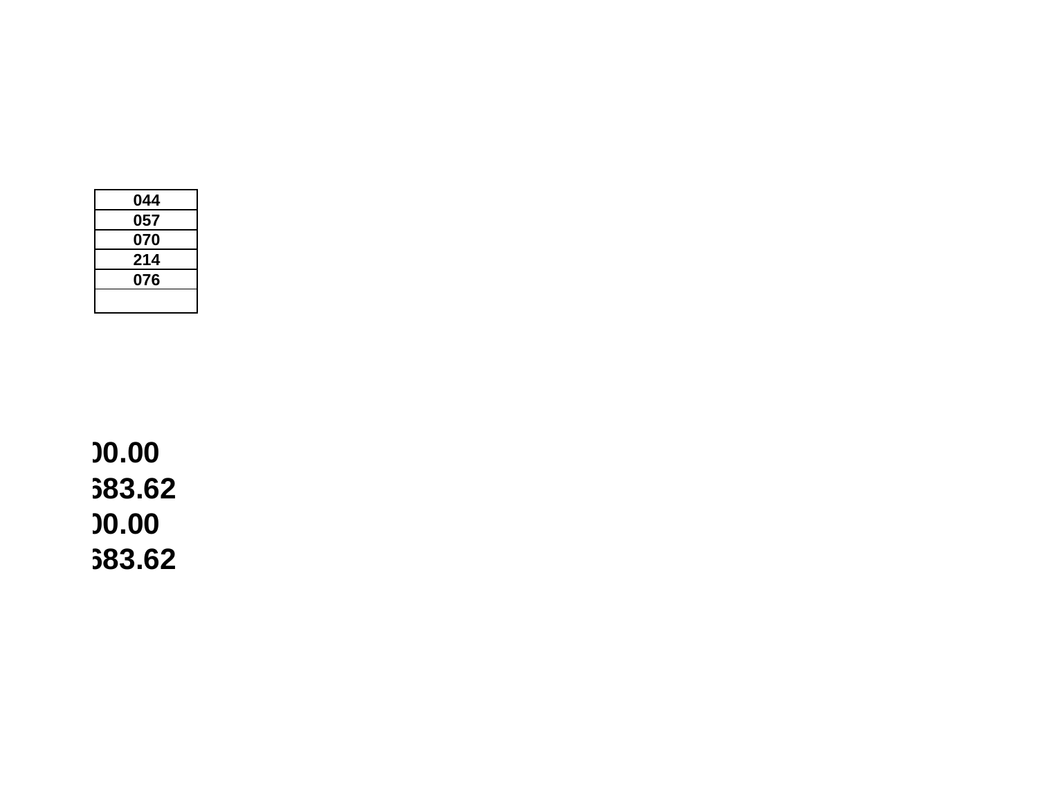| |
|---|
| 044 |
| 057 |
| 070 |
| 214 |
| 076 |
| |

**)0.00**

**583.62**

**)0.00**

**583.62**